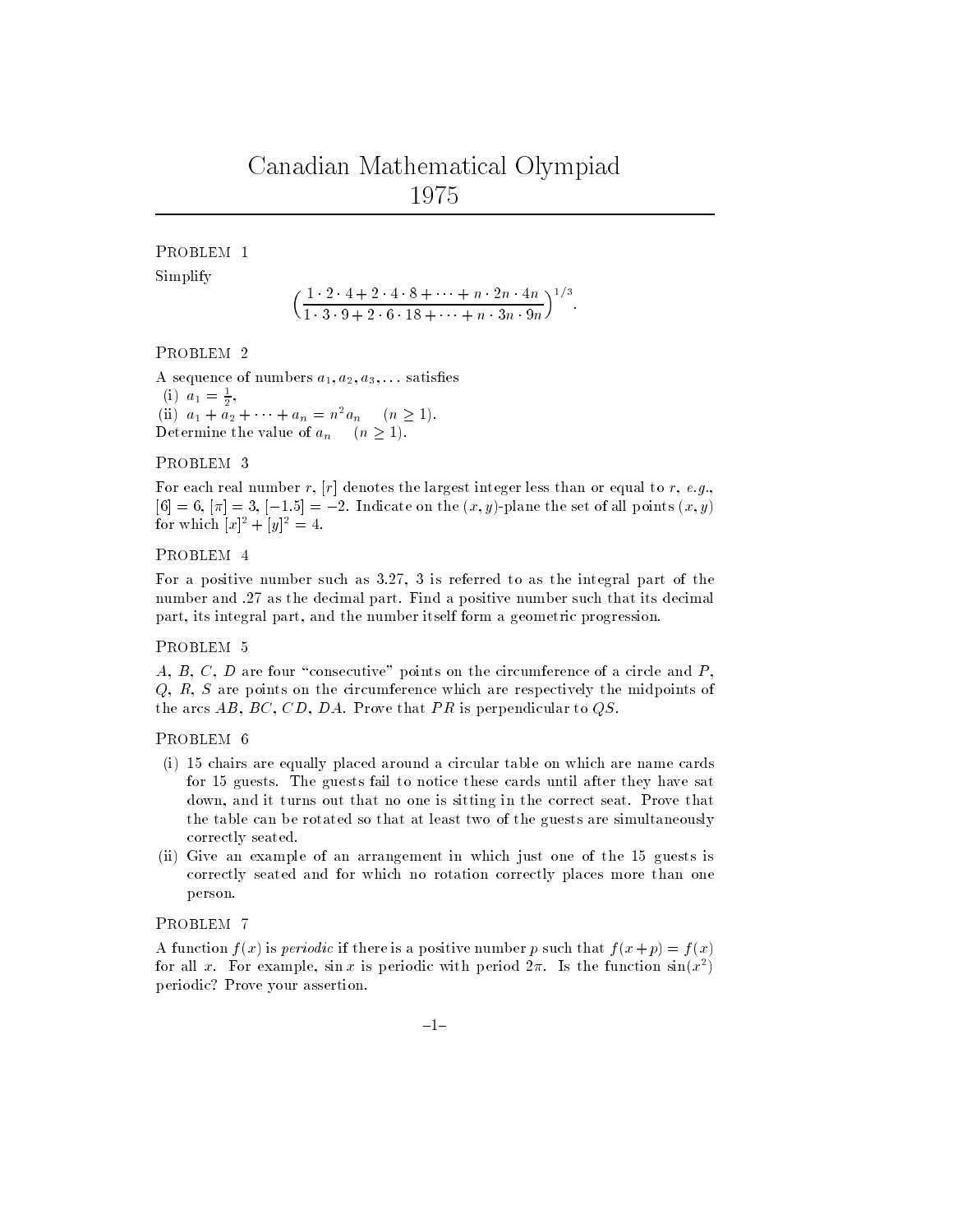# Canadian Mathematical Olympiad
# 1975

---

## Problem 1

Simplify

$$\left(\frac{1\cdot 2\cdot 4 + 2\cdot 4\cdot 8 + \cdots + n\cdot 2n\cdot 4n}{1\cdot 3\cdot 9 + 2\cdot 6\cdot 18 + \cdots + n\cdot 3n\cdot 9n}\right)^{1/3}.$$

## Problem 2

A sequence of numbers $a_1, a_2, a_3, \ldots$ satisfies

(i) $a_1 = \frac{1}{2}$,

(ii) $a_1 + a_2 + \cdots + a_n = n^2 a_n \quad (n \geq 1)$.

Determine the value of $a_n \quad (n \geq 1)$.

## Problem 3

For each real number $r$, $[r]$ denotes the largest integer less than or equal to $r$, *e.g.*, $[6] = 6$, $[\pi] = 3$, $[-1.5] = -2$. Indicate on the $(x, y)$-plane the set of all points $(x, y)$ for which $[x]^2 + [y]^2 = 4$.

## Problem 4

For a positive number such as 3.27, 3 is referred to as the integral part of the number and .27 as the decimal part. Find a positive number such that its decimal part, its integral part, and the number itself form a geometric progression.

## Problem 5

$A$, $B$, $C$, $D$ are four "consecutive" points on the circumference of a circle and $P$, $Q$, $R$, $S$ are points on the circumference which are respectively the midpoints of the arcs $AB$, $BC$, $CD$, $DA$. Prove that $PR$ is perpendicular to $QS$.

## Problem 6

(i) 15 chairs are equally placed around a circular table on which are name cards for 15 guests. The guests fail to notice these cards until after they have sat down, and it turns out that no one is sitting in the correct seat. Prove that the table can be rotated so that at least two of the guests are simultaneously correctly seated.

(ii) Give an example of an arrangement in which just one of the 15 guests is correctly seated and for which no rotation correctly places more than one person.

## Problem 7

A function $f(x)$ is *periodic* if there is a positive number $p$ such that $f(x+p) = f(x)$ for all $x$. For example, $\sin x$ is periodic with period $2\pi$. Is the function $\sin(x^2)$ periodic? Prove your assertion.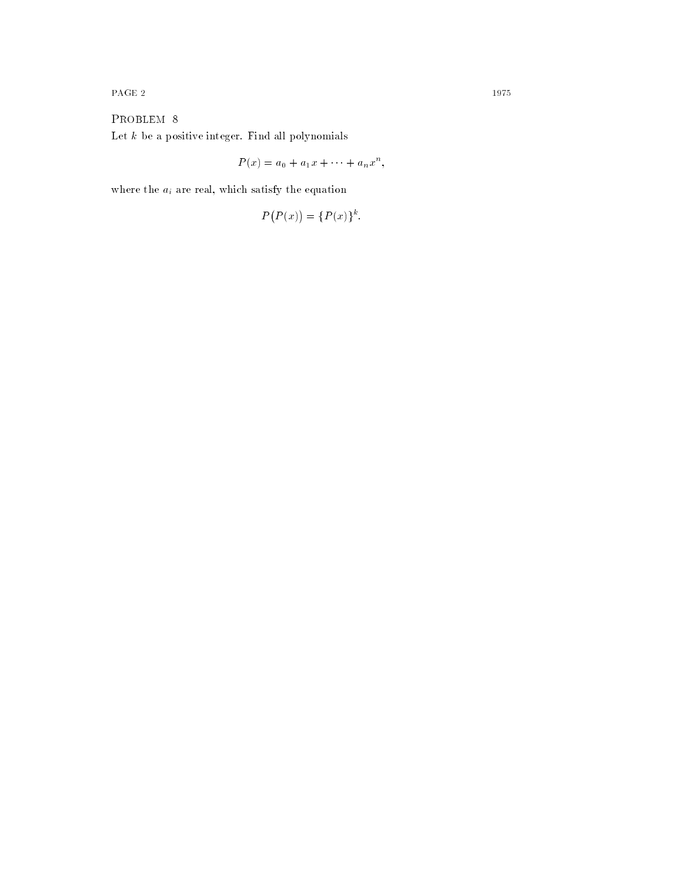## Problem 8

Let $k$ be a positive integer. Find all polynomials

$$P(x) = a_0 + a_1 x + \cdots + a_n x^n,$$

where the $a_i$ are real, which satisfy the equation

$$P\big(P(x)\big) = \{P(x)\}^k.$$